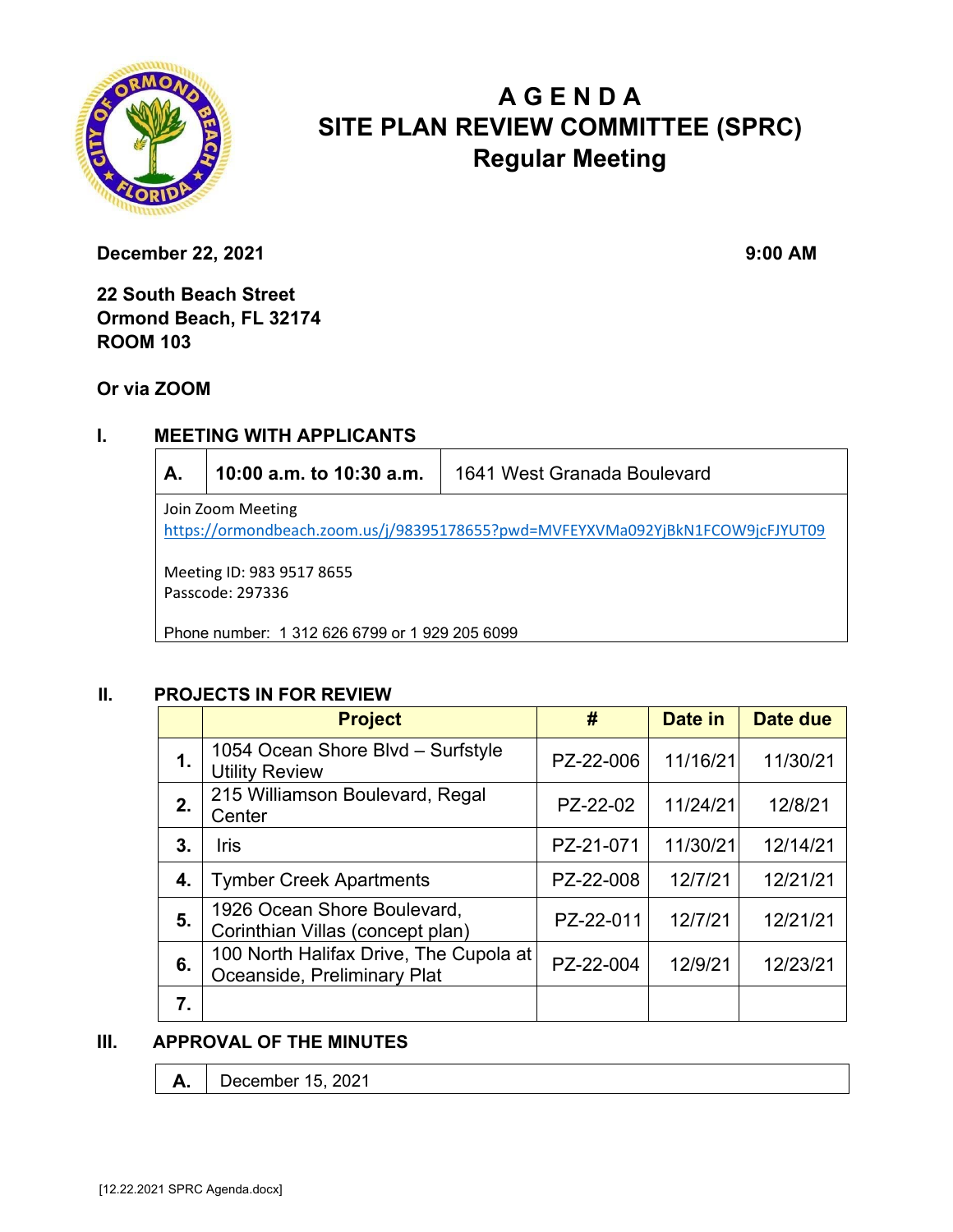# AGENDA
# SITE PLAN REVIEW COMMITTEE (SPRC)
## Regular Meeting

**December 22, 2021** **9:00 AM**

**22 South Beach Street**
**Ormond Beach, FL 32174**
**ROOM 103**

**Or via ZOOM**

## I. MEETING WITH APPLICANTS

| **A.** | **10:00 a.m. to 10:30 a.m.** | 1641 West Granada Boulevard |
|---|---|---|

Join Zoom Meeting
https://ormondbeach.zoom.us/j/98395178655?pwd=MVFEYXVMa092YjBkN1FCOW9jcFJYUT09

Meeting ID: 983 9517 8655
Passcode: 297336

Phone number: 1 312 626 6799 or 1 929 205 6099

## II. PROJECTS IN FOR REVIEW

| | Project | # | Date in | Date due |
|---|---|---|---|---|
| **1.** | 1054 Ocean Shore Blvd – Surfstyle Utility Review | PZ-22-006 | 11/16/21 | 11/30/21 |
| **2.** | 215 Williamson Boulevard, Regal Center | PZ-22-02 | 11/24/21 | 12/8/21 |
| **3.** | Iris | PZ-21-071 | 11/30/21 | 12/14/21 |
| **4.** | Tymber Creek Apartments | PZ-22-008 | 12/7/21 | 12/21/21 |
| **5.** | 1926 Ocean Shore Boulevard, Corinthian Villas (concept plan) | PZ-22-011 | 12/7/21 | 12/21/21 |
| **6.** | 100 North Halifax Drive, The Cupola at Oceanside, Preliminary Plat | PZ-22-004 | 12/9/21 | 12/23/21 |
| **7.** | | | | |

## III. APPROVAL OF THE MINUTES

| **A.** | December 15, 2021 |
|---|---|

[12.22.2021 SPRC Agenda.docx]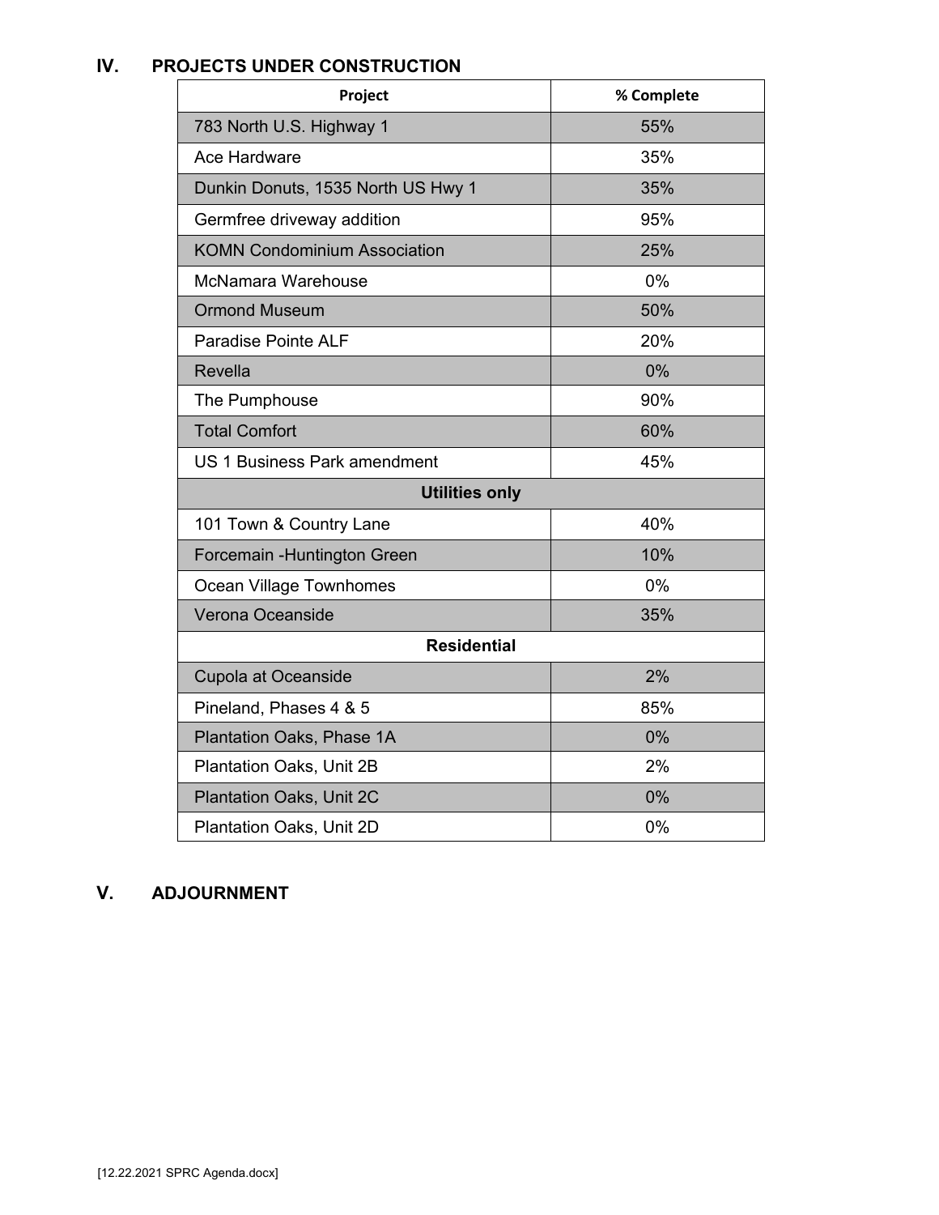## IV. PROJECTS UNDER CONSTRUCTION

| Project | % Complete |
|---|---|
| 783 North U.S. Highway 1 | 55% |
| Ace Hardware | 35% |
| Dunkin Donuts, 1535 North US Hwy 1 | 35% |
| Germfree driveway addition | 95% |
| KOMN Condominium Association | 25% |
| McNamara Warehouse | 0% |
| Ormond Museum | 50% |
| Paradise Pointe ALF | 20% |
| Revella | 0% |
| The Pumphouse | 90% |
| Total Comfort | 60% |
| US 1 Business Park amendment | 45% |
| **Utilities only** | |
| 101 Town & Country Lane | 40% |
| Forcemain -Huntington Green | 10% |
| Ocean Village Townhomes | 0% |
| Verona Oceanside | 35% |
| **Residential** | |
| Cupola at Oceanside | 2% |
| Pineland, Phases 4 & 5 | 85% |
| Plantation Oaks, Phase 1A | 0% |
| Plantation Oaks, Unit 2B | 2% |
| Plantation Oaks, Unit 2C | 0% |
| Plantation Oaks, Unit 2D | 0% |

## V. ADJOURNMENT

[12.22.2021 SPRC Agenda.docx]